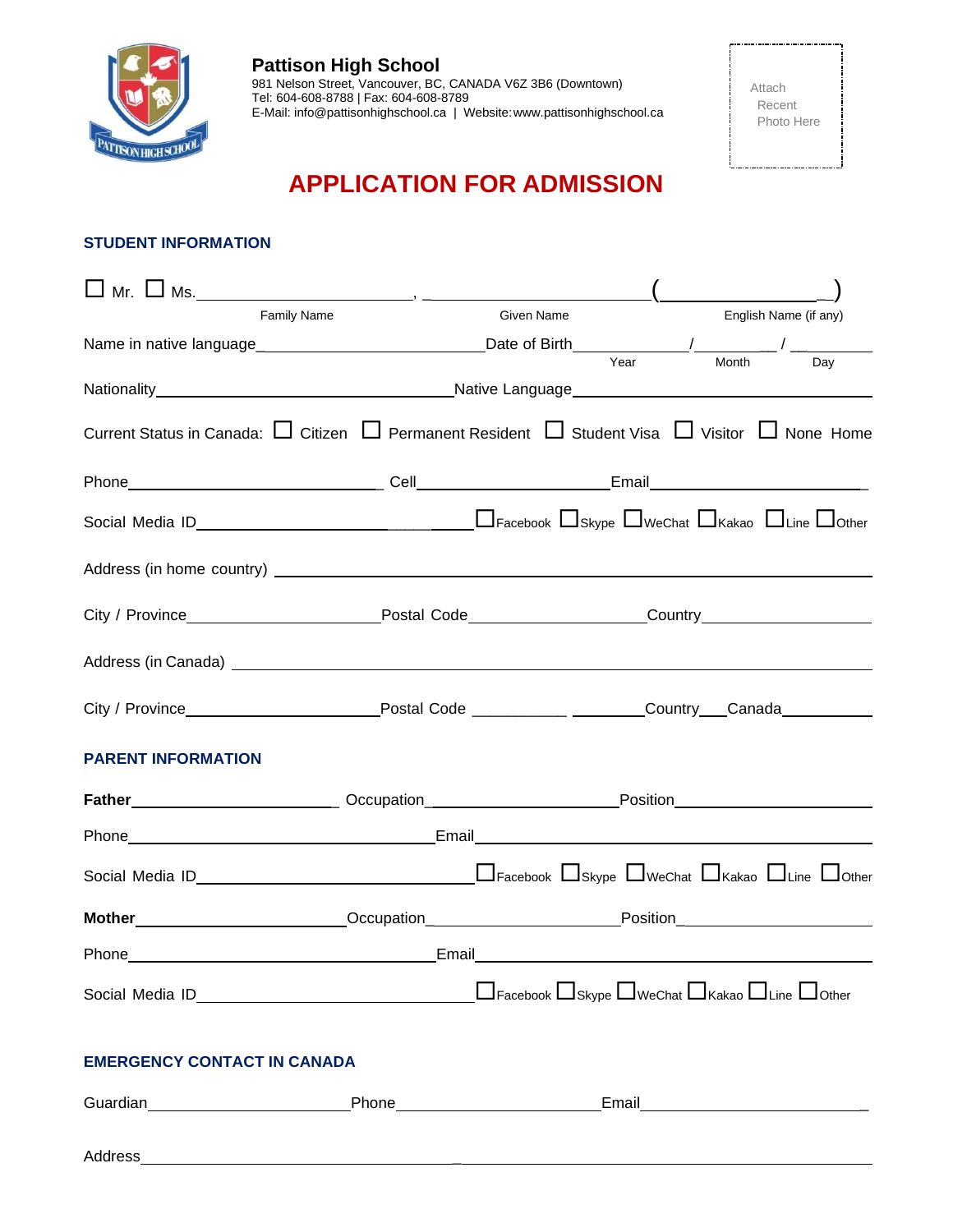**Pattison High School**
981 Nelson Street, Vancouver, BC, CANADA V6Z 3B6 (Downtown)
Tel: 604-608-8788 | Fax: 604-608-8789
E-Mail: info@pattisonhighschool.ca | Website: www.pattisonhighschool.ca

Attach Recent Photo Here

# APPLICATION FOR ADMISSION

## STUDENT INFORMATION

☐ Mr. ☐ Ms.________________________, ________________________(________________)
Family Name / Given Name / English Name (if any)

Name in native language________________________Date of Birth____________/__________/__________
Year / Month / Day

Nationality________________________________Native Language________________________________

Current Status in Canada: ☐ Citizen ☐ Permanent Resident ☐ Student Visa ☐ Visitor ☐ None Home

Phone________________________ Cell________________________Email________________________

Social Media ID________________________ ☐Facebook ☐Skype ☐WeChat ☐Kakao ☐Line ☐Other

Address (in home country) ________________________________________________________________

City / Province____________________Postal Code____________________Country____________________

Address (in Canada) ________________________________________________________________

City / Province____________________Postal Code ____________________Country___Canada__________

## PARENT INFORMATION

**Father**________________________ Occupation________________________Position________________________

Phone________________________________Email________________________________

Social Media ID________________________ ☐Facebook ☐Skype ☐WeChat ☐Kakao ☐Line ☐Other

**Mother**________________________Occupation________________________Position________________________

Phone________________________________Email________________________________

Social Media ID________________________ ☐Facebook ☐Skype ☐WeChat ☐Kakao ☐Line ☐Other

## EMERGENCY CONTACT IN CANADA

Guardian____________________Phone____________________Email____________________

Address________________________________________________________________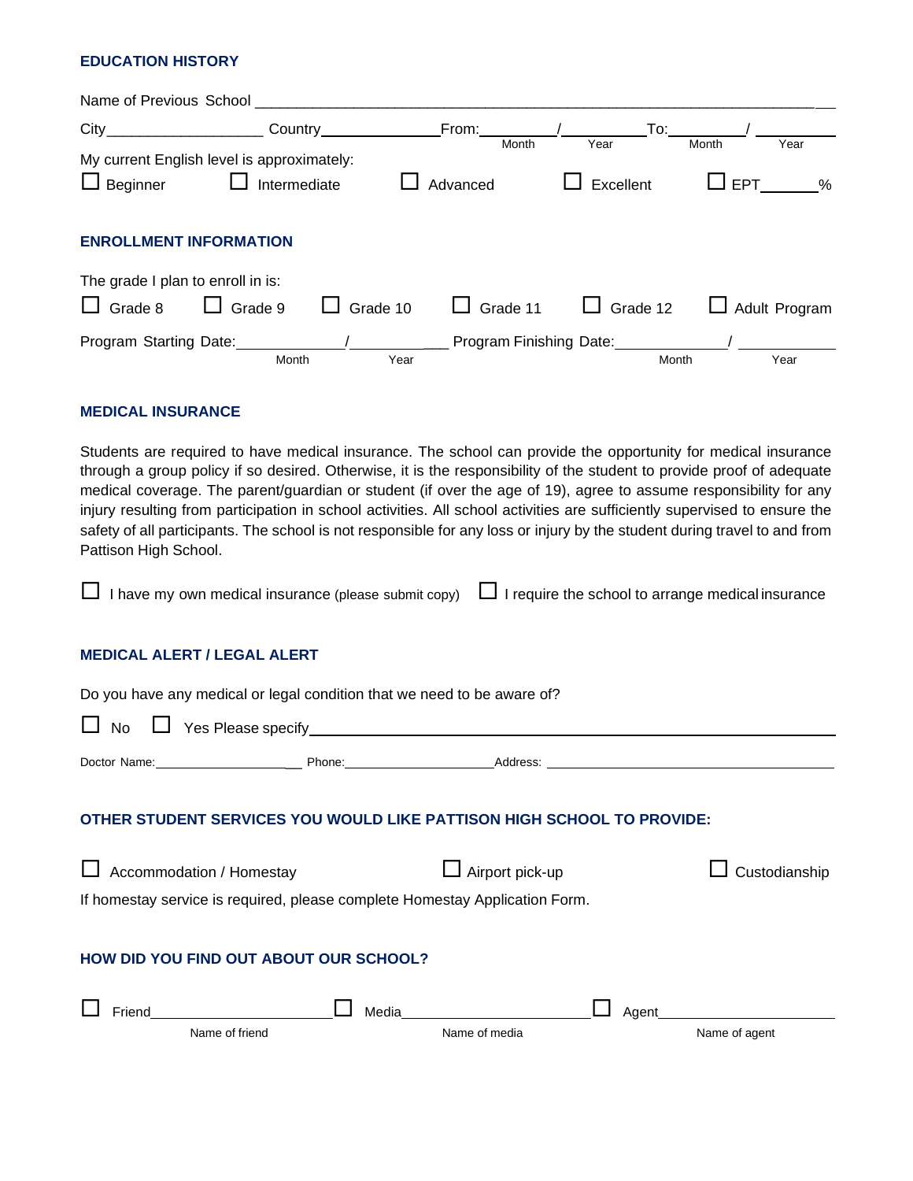## EDUCATION HISTORY

Name of Previous School ___________________________________________________________

City__________________ Country______________ From:_________/_________ To:_________/_________
Month Year Month Year

My current English level is approximately:

☐ Beginner ☐ Intermediate ☐ Advanced ☐ Excellent ☐ EPT_______%

## ENROLLMENT INFORMATION

The grade I plan to enroll in is:

☐ Grade 8 ☐ Grade 9 ☐ Grade 10 ☐ Grade 11 ☐ Grade 12 ☐ Adult Program

Program Starting Date:____________/____________ Program Finishing Date:____________/____________
Month Year Month Year

## MEDICAL INSURANCE

Students are required to have medical insurance. The school can provide the opportunity for medical insurance through a group policy if so desired. Otherwise, it is the responsibility of the student to provide proof of adequate medical coverage. The parent/guardian or student (if over the age of 19), agree to assume responsibility for any injury resulting from participation in school activities. All school activities are sufficiently supervised to ensure the safety of all participants. The school is not responsible for any loss or injury by the student during travel to and from Pattison High School.

☐ I have my own medical insurance (please submit copy) ☐ I require the school to arrange medical insurance

## MEDICAL ALERT / LEGAL ALERT

Do you have any medical or legal condition that we need to be aware of?

☐ No ☐ Yes Please specify________________________________________________________

Doctor Name:____________________ Phone:____________________ Address: ______________________________

## OTHER STUDENT SERVICES YOU WOULD LIKE PATTISON HIGH SCHOOL TO PROVIDE:

☐ Accommodation / Homestay ☐ Airport pick-up ☐ Custodianship

If homestay service is required, please complete Homestay Application Form.

## HOW DID YOU FIND OUT ABOUT OUR SCHOOL?

☐ Friend____________________ ☐ Media____________________ ☐ Agent____________________
Name of friend Name of media Name of agent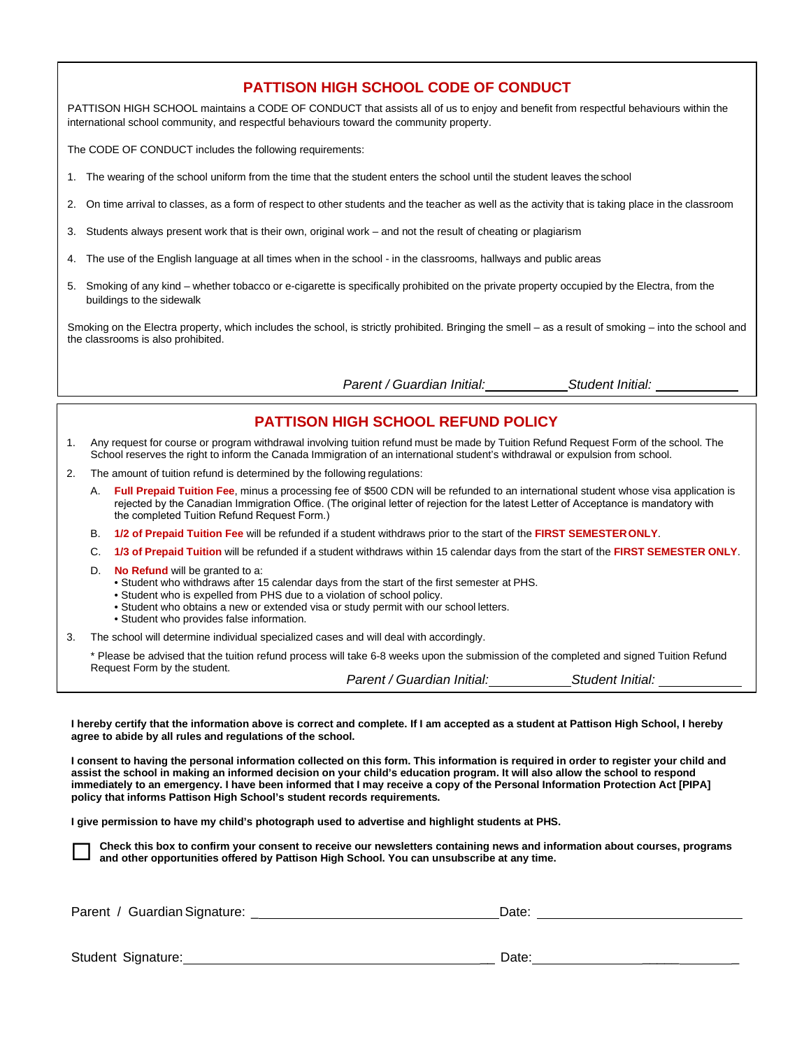## PATTISON HIGH SCHOOL CODE OF CONDUCT

PATTISON HIGH SCHOOL maintains a CODE OF CONDUCT that assists all of us to enjoy and benefit from respectful behaviours within the international school community, and respectful behaviours toward the community property.

The CODE OF CONDUCT includes the following requirements:

1. The wearing of the school uniform from the time that the student enters the school until the student leaves the school
2. On time arrival to classes, as a form of respect to other students and the teacher as well as the activity that is taking place in the classroom
3. Students always present work that is their own, original work – and not the result of cheating or plagiarism
4. The use of the English language at all times when in the school - in the classrooms, hallways and public areas
5. Smoking of any kind – whether tobacco or e-cigarette is specifically prohibited on the private property occupied by the Electra, from the buildings to the sidewalk

Smoking on the Electra property, which includes the school, is strictly prohibited. Bringing the smell – as a result of smoking – into the school and the classrooms is also prohibited.

*Parent / Guardian Initial:* ____________ *Student Initial:* ____________

## PATTISON HIGH SCHOOL REFUND POLICY

1. Any request for course or program withdrawal involving tuition refund must be made by Tuition Refund Request Form of the school. The School reserves the right to inform the Canada Immigration of an international student's withdrawal or expulsion from school.
2. The amount of tuition refund is determined by the following regulations:
   A. **Full Prepaid Tuition Fee**, minus a processing fee of $500 CDN will be refunded to an international student whose visa application is rejected by the Canadian Immigration Office. (The original letter of rejection for the latest Letter of Acceptance is mandatory with the completed Tuition Refund Request Form.)
   B. **1/2 of Prepaid Tuition Fee** will be refunded if a student withdraws prior to the start of the **FIRST SEMESTER ONLY**.
   C. **1/3 of Prepaid Tuition** will be refunded if a student withdraws within 15 calendar days from the start of the **FIRST SEMESTER ONLY**.
   D. **No Refund** will be granted to a:
      - Student who withdraws after 15 calendar days from the start of the first semester at PHS.
      - Student who is expelled from PHS due to a violation of school policy.
      - Student who obtains a new or extended visa or study permit with our school letters.
      - Student who provides false information.
3. The school will determine individual specialized cases and will deal with accordingly.

   * Please be advised that the tuition refund process will take 6-8 weeks upon the submission of the completed and signed Tuition Refund Request Form by the student.

*Parent / Guardian Initial:* ____________ *Student Initial:* ____________

**I hereby certify that the information above is correct and complete. If I am accepted as a student at Pattison High School, I hereby agree to abide by all rules and regulations of the school.**

**I consent to having the personal information collected on this form. This information is required in order to register your child and assist the school in making an informed decision on your child's education program. It will also allow the school to respond immediately to an emergency. I have been informed that I may receive a copy of the Personal Information Protection Act [PIPA] policy that informs Pattison High School's student records requirements.**

**I give permission to have my child's photograph used to advertise and highlight students at PHS.**

☐ **Check this box to confirm your consent to receive our newsletters containing news and information about courses, programs and other opportunities offered by Pattison High School. You can unsubscribe at any time.**

Parent / Guardian Signature: ________________________________ Date: ____________________________

Student Signature: ________________________________________ Date: ____________________________